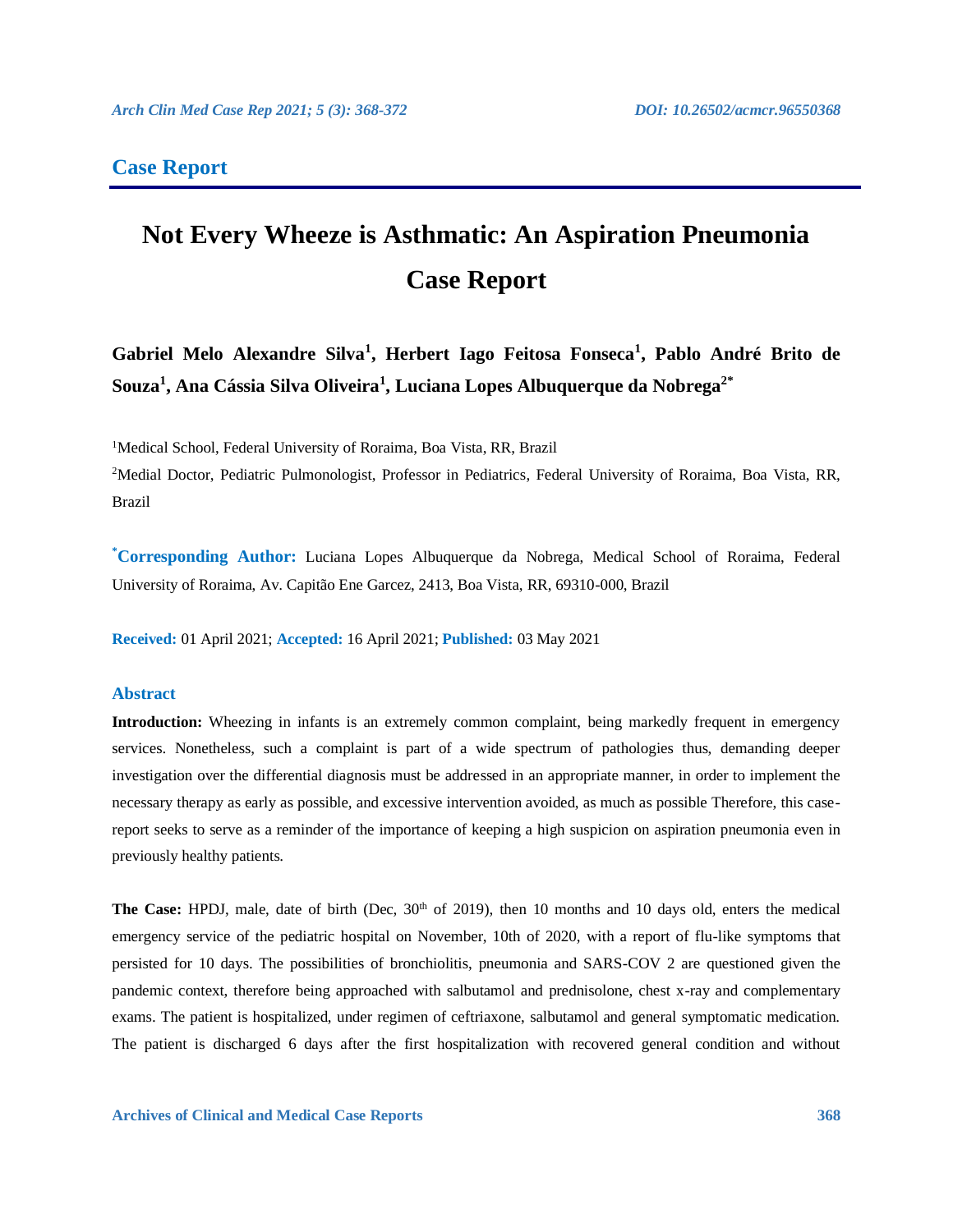## Case Report

# Not Every Wheeze is Asthmatic: An Aspiration Pneumonia Case Report

**Gabriel Melo Alexandre Silva[1], Herbert Iago Feitosa Fonseca[1], Pablo André Brito de Souza[1], Ana Cássia Silva Oliveira[1], Luciana Lopes Albuquerque da Nobrega[2*]**

[1]Medical School, Federal University of Roraima, Boa Vista, RR, Brazil

[2]Medial Doctor, Pediatric Pulmonologist, Professor in Pediatrics, Federal University of Roraima, Boa Vista, RR, Brazil

**[*]Corresponding Author:** Luciana Lopes Albuquerque da Nobrega, Medical School of Roraima, Federal University of Roraima, Av. Capitão Ene Garcez, 2413, Boa Vista, RR, 69310-000, Brazil

**Received:** 01 April 2021; **Accepted:** 16 April 2021; **Published:** 03 May 2021

### Abstract

**Introduction:** Wheezing in infants is an extremely common complaint, being markedly frequent in emergency services. Nonetheless, such a complaint is part of a wide spectrum of pathologies thus, demanding deeper investigation over the differential diagnosis must be addressed in an appropriate manner, in order to implement the necessary therapy as early as possible, and excessive intervention avoided, as much as possible Therefore, this case-report seeks to serve as a reminder of the importance of keeping a high suspicion on aspiration pneumonia even in previously healthy patients.

**The Case:** HPDJ, male, date of birth (Dec, 30th of 2019), then 10 months and 10 days old, enters the medical emergency service of the pediatric hospital on November, 10th of 2020, with a report of flu-like symptoms that persisted for 10 days. The possibilities of bronchiolitis, pneumonia and SARS-COV 2 are questioned given the pandemic context, therefore being approached with salbutamol and prednisolone, chest x-ray and complementary exams. The patient is hospitalized, under regimen of ceftriaxone, salbutamol and general symptomatic medication. The patient is discharged 6 days after the first hospitalization with recovered general condition and without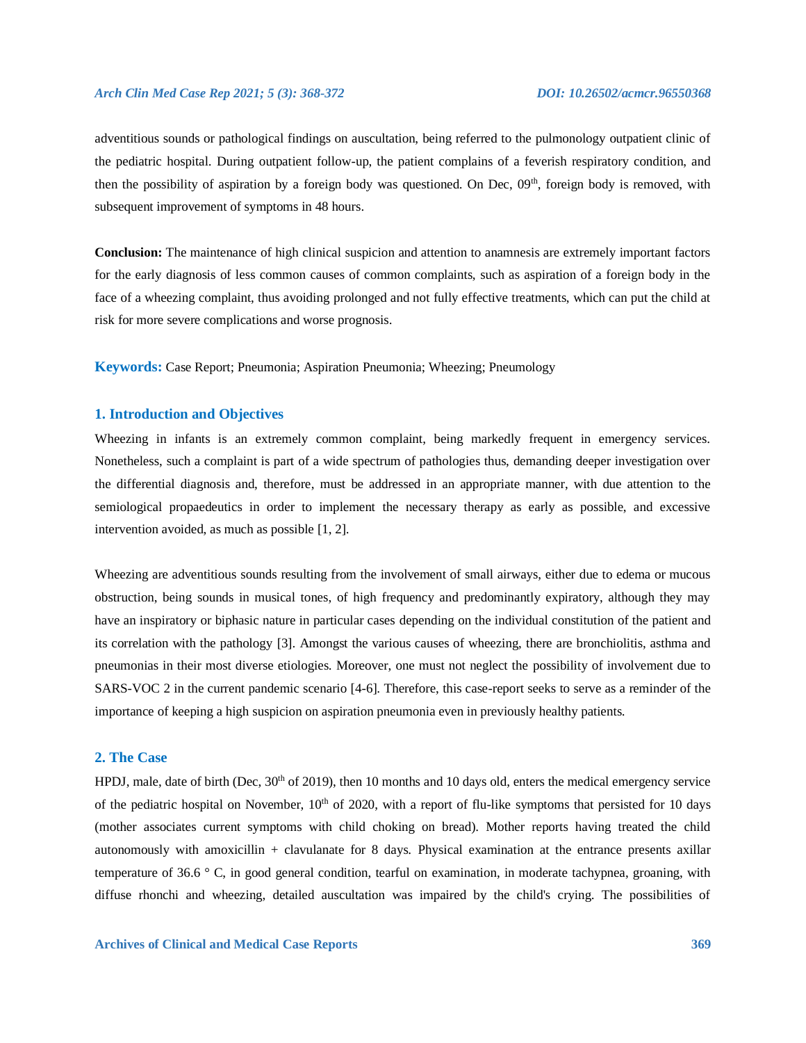adventitious sounds or pathological findings on auscultation, being referred to the pulmonology outpatient clinic of the pediatric hospital. During outpatient follow-up, the patient complains of a feverish respiratory condition, and then the possibility of aspiration by a foreign body was questioned. On Dec, 09th, foreign body is removed, with subsequent improvement of symptoms in 48 hours.

**Conclusion:** The maintenance of high clinical suspicion and attention to anamnesis are extremely important factors for the early diagnosis of less common causes of common complaints, such as aspiration of a foreign body in the face of a wheezing complaint, thus avoiding prolonged and not fully effective treatments, which can put the child at risk for more severe complications and worse prognosis.

**Keywords:** Case Report; Pneumonia; Aspiration Pneumonia; Wheezing; Pneumology

## 1. Introduction and Objectives

Wheezing in infants is an extremely common complaint, being markedly frequent in emergency services. Nonetheless, such a complaint is part of a wide spectrum of pathologies thus, demanding deeper investigation over the differential diagnosis and, therefore, must be addressed in an appropriate manner, with due attention to the semiological propaedeutics in order to implement the necessary therapy as early as possible, and excessive intervention avoided, as much as possible [1, 2].

Wheezing are adventitious sounds resulting from the involvement of small airways, either due to edema or mucous obstruction, being sounds in musical tones, of high frequency and predominantly expiratory, although they may have an inspiratory or biphasic nature in particular cases depending on the individual constitution of the patient and its correlation with the pathology [3]. Amongst the various causes of wheezing, there are bronchiolitis, asthma and pneumonias in their most diverse etiologies. Moreover, one must not neglect the possibility of involvement due to SARS-VOC 2 in the current pandemic scenario [4-6]. Therefore, this case-report seeks to serve as a reminder of the importance of keeping a high suspicion on aspiration pneumonia even in previously healthy patients.

## 2. The Case

HPDJ, male, date of birth (Dec, 30th of 2019), then 10 months and 10 days old, enters the medical emergency service of the pediatric hospital on November, 10th of 2020, with a report of flu-like symptoms that persisted for 10 days (mother associates current symptoms with child choking on bread). Mother reports having treated the child autonomously with amoxicillin + clavulanate for 8 days. Physical examination at the entrance presents axillar temperature of 36.6 ° C, in good general condition, tearful on examination, in moderate tachypnea, groaning, with diffuse rhonchi and wheezing, detailed auscultation was impaired by the child's crying. The possibilities of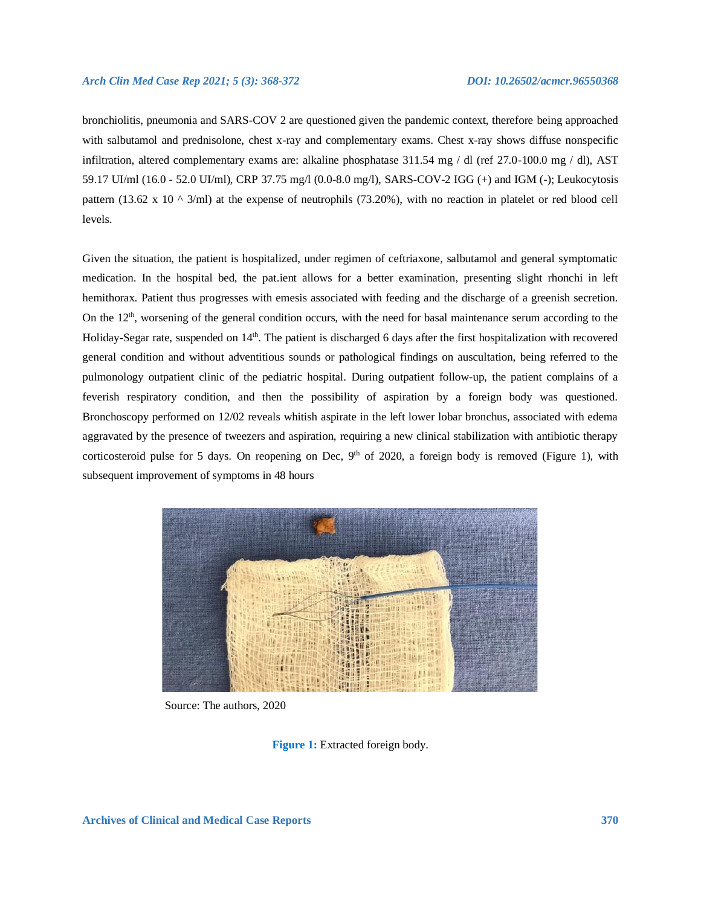bronchiolitis, pneumonia and SARS-COV 2 are questioned given the pandemic context, therefore being approached with salbutamol and prednisolone, chest x-ray and complementary exams. Chest x-ray shows diffuse nonspecific infiltration, altered complementary exams are: alkaline phosphatase 311.54 mg / dl (ref 27.0-100.0 mg / dl), AST 59.17 UI/ml (16.0 - 52.0 UI/ml), CRP 37.75 mg/l (0.0-8.0 mg/l), SARS-COV-2 IGG (+) and IGM (-); Leukocytosis pattern (13.62 x 10 ^ 3/ml) at the expense of neutrophils (73.20%), with no reaction in platelet or red blood cell levels.

Given the situation, the patient is hospitalized, under regimen of ceftriaxone, salbutamol and general symptomatic medication. In the hospital bed, the pat.ient allows for a better examination, presenting slight rhonchi in left hemithorax. Patient thus progresses with emesis associated with feeding and the discharge of a greenish secretion. On the 12th, worsening of the general condition occurs, with the need for basal maintenance serum according to the Holiday-Segar rate, suspended on 14th. The patient is discharged 6 days after the first hospitalization with recovered general condition and without adventitious sounds or pathological findings on auscultation, being referred to the pulmonology outpatient clinic of the pediatric hospital. During outpatient follow-up, the patient complains of a feverish respiratory condition, and then the possibility of aspiration by a foreign body was questioned. Bronchoscopy performed on 12/02 reveals whitish aspirate in the left lower lobar bronchus, associated with edema aggravated by the presence of tweezers and aspiration, requiring a new clinical stabilization with antibiotic therapy corticosteroid pulse for 5 days. On reopening on Dec, 9th of 2020, a foreign body is removed (Figure 1), with subsequent improvement of symptoms in 48 hours

Source: The authors, 2020

**Figure 1:** Extracted foreign body.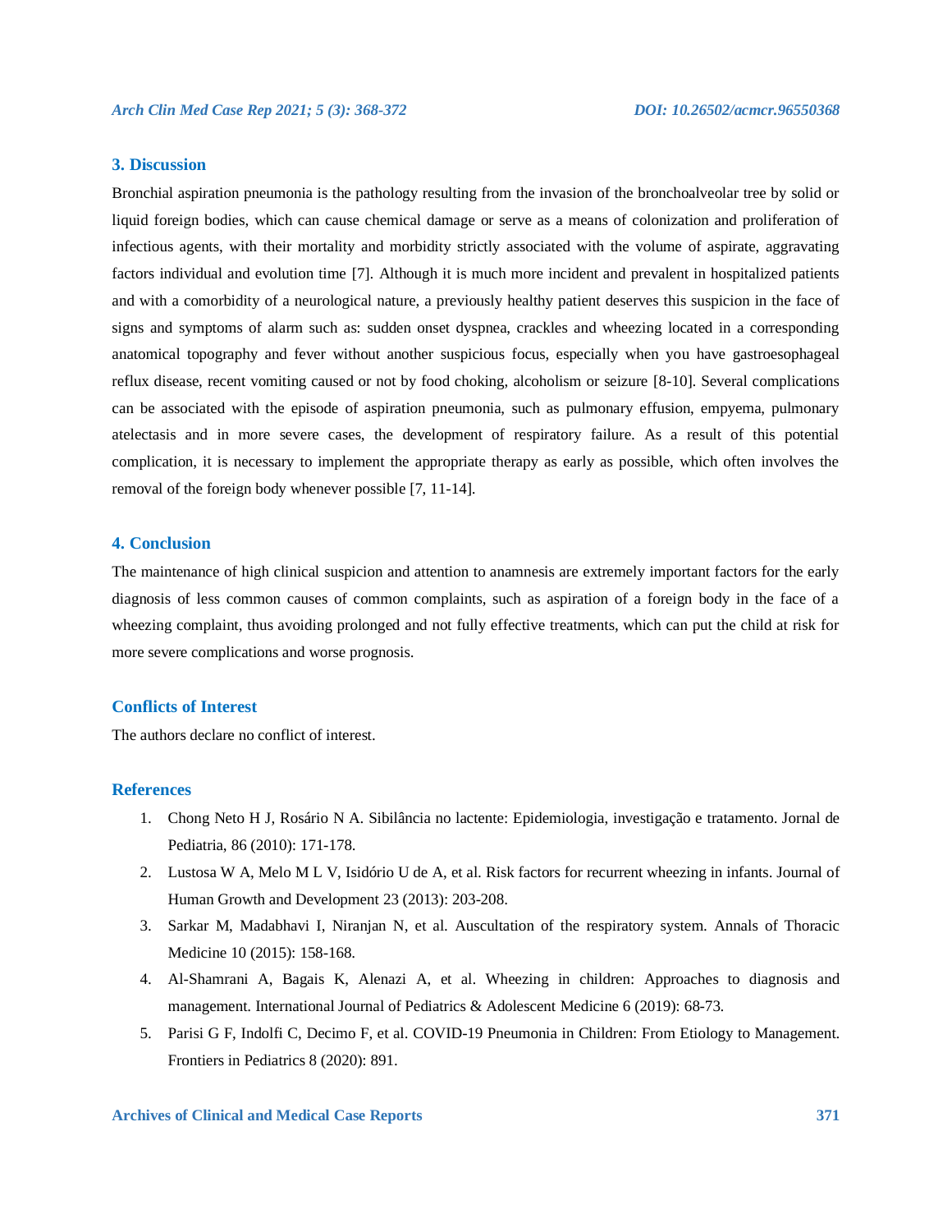## 3. Discussion

Bronchial aspiration pneumonia is the pathology resulting from the invasion of the bronchoalveolar tree by solid or liquid foreign bodies, which can cause chemical damage or serve as a means of colonization and proliferation of infectious agents, with their mortality and morbidity strictly associated with the volume of aspirate, aggravating factors individual and evolution time [7]. Although it is much more incident and prevalent in hospitalized patients and with a comorbidity of a neurological nature, a previously healthy patient deserves this suspicion in the face of signs and symptoms of alarm such as: sudden onset dyspnea, crackles and wheezing located in a corresponding anatomical topography and fever without another suspicious focus, especially when you have gastroesophageal reflux disease, recent vomiting caused or not by food choking, alcoholism or seizure [8-10]. Several complications can be associated with the episode of aspiration pneumonia, such as pulmonary effusion, empyema, pulmonary atelectasis and in more severe cases, the development of respiratory failure. As a result of this potential complication, it is necessary to implement the appropriate therapy as early as possible, which often involves the removal of the foreign body whenever possible [7, 11-14].

## 4. Conclusion

The maintenance of high clinical suspicion and attention to anamnesis are extremely important factors for the early diagnosis of less common causes of common complaints, such as aspiration of a foreign body in the face of a wheezing complaint, thus avoiding prolonged and not fully effective treatments, which can put the child at risk for more severe complications and worse prognosis.

## Conflicts of Interest

The authors declare no conflict of interest.

## References

1. Chong Neto H J, Rosário N A. Sibilância no lactente: Epidemiologia, investigação e tratamento. Jornal de Pediatria, 86 (2010): 171-178.
2. Lustosa W A, Melo M L V, Isidório U de A, et al. Risk factors for recurrent wheezing in infants. Journal of Human Growth and Development 23 (2013): 203-208.
3. Sarkar M, Madabhavi I, Niranjan N, et al. Auscultation of the respiratory system. Annals of Thoracic Medicine 10 (2015): 158-168.
4. Al-Shamrani A, Bagais K, Alenazi A, et al. Wheezing in children: Approaches to diagnosis and management. International Journal of Pediatrics & Adolescent Medicine 6 (2019): 68-73.
5. Parisi G F, Indolfi C, Decimo F, et al. COVID-19 Pneumonia in Children: From Etiology to Management. Frontiers in Pediatrics 8 (2020): 891.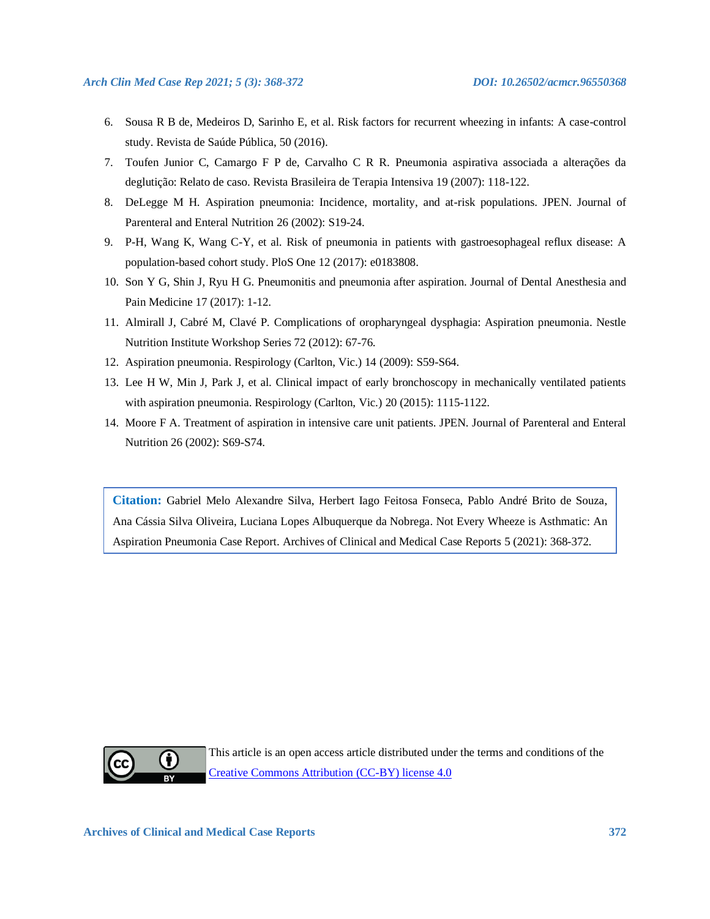6. Sousa R B de, Medeiros D, Sarinho E, et al. Risk factors for recurrent wheezing in infants: A case-control study. Revista de Saúde Pública, 50 (2016).
7. Toufen Junior C, Camargo F P de, Carvalho C R R. Pneumonia aspirativa associada a alterações da deglutição: Relato de caso. Revista Brasileira de Terapia Intensiva 19 (2007): 118-122.
8. DeLegge M H. Aspiration pneumonia: Incidence, mortality, and at-risk populations. JPEN. Journal of Parenteral and Enteral Nutrition 26 (2002): S19-24.
9. P-H, Wang K, Wang C-Y, et al. Risk of pneumonia in patients with gastroesophageal reflux disease: A population-based cohort study. PloS One 12 (2017): e0183808.
10. Son Y G, Shin J, Ryu H G. Pneumonitis and pneumonia after aspiration. Journal of Dental Anesthesia and Pain Medicine 17 (2017): 1-12.
11. Almirall J, Cabré M, Clavé P. Complications of oropharyngeal dysphagia: Aspiration pneumonia. Nestle Nutrition Institute Workshop Series 72 (2012): 67-76.
12. Aspiration pneumonia. Respirology (Carlton, Vic.) 14 (2009): S59-S64.
13. Lee H W, Min J, Park J, et al. Clinical impact of early bronchoscopy in mechanically ventilated patients with aspiration pneumonia. Respirology (Carlton, Vic.) 20 (2015): 1115-1122.
14. Moore F A. Treatment of aspiration in intensive care unit patients. JPEN. Journal of Parenteral and Enteral Nutrition 26 (2002): S69-S74.

**Citation:** Gabriel Melo Alexandre Silva, Herbert Iago Feitosa Fonseca, Pablo André Brito de Souza, Ana Cássia Silva Oliveira, Luciana Lopes Albuquerque da Nobrega. Not Every Wheeze is Asthmatic: An Aspiration Pneumonia Case Report. Archives of Clinical and Medical Case Reports 5 (2021): 368-372.

This article is an open access article distributed under the terms and conditions of the Creative Commons Attribution (CC-BY) license 4.0